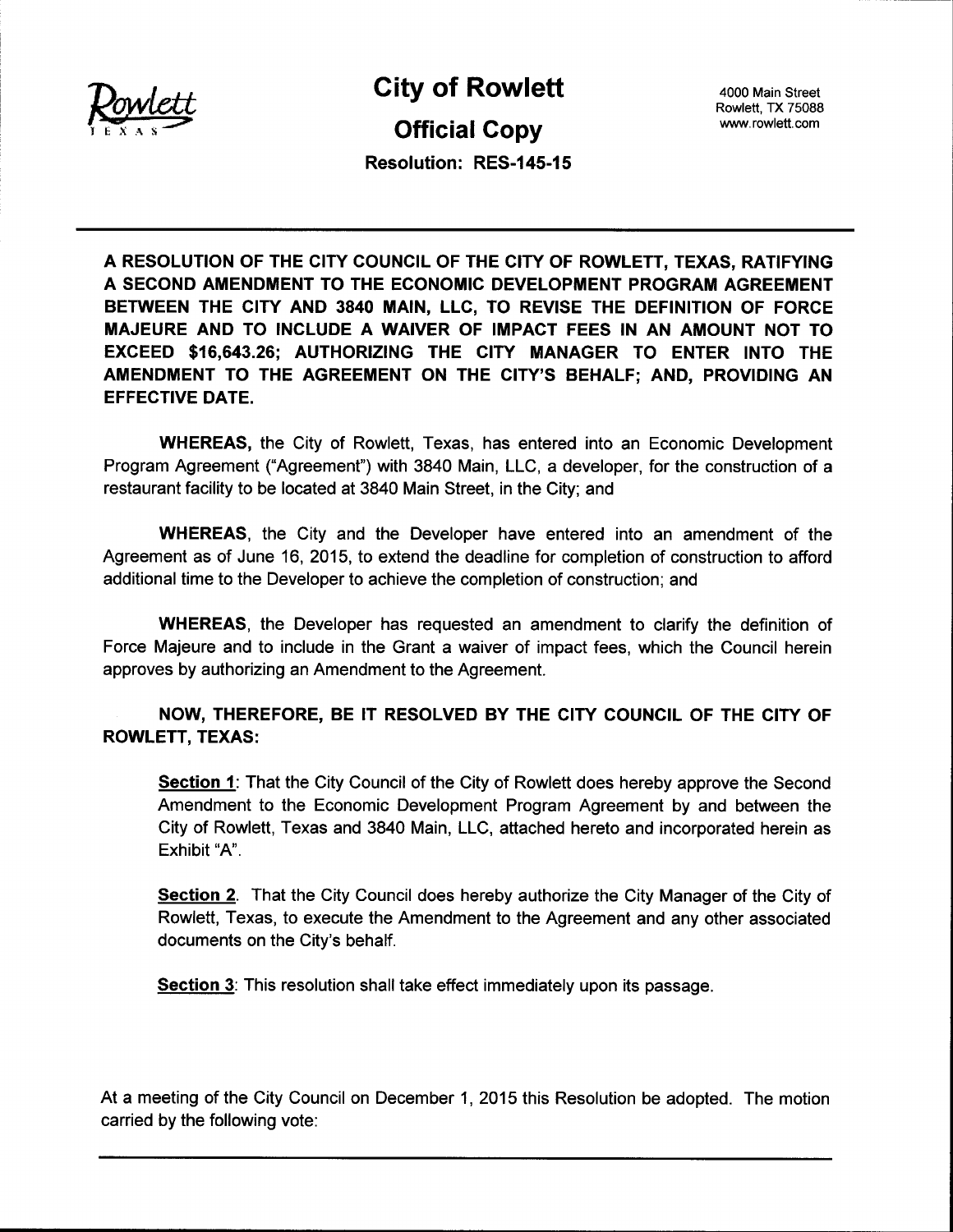# City of Rowlett

4000 Main Street
Rowlett, TX 75088
www.rowlett.com

## Official Copy

**Resolution: RES-145-15**

---

**A RESOLUTION OF THE CITY COUNCIL OF THE CITY OF ROWLETT, TEXAS, RATIFYING A SECOND AMENDMENT TO THE ECONOMIC DEVELOPMENT PROGRAM AGREEMENT BETWEEN THE CITY AND 3840 MAIN, LLC, TO REVISE THE DEFINITION OF FORCE MAJEURE AND TO INCLUDE A WAIVER OF IMPACT FEES IN AN AMOUNT NOT TO EXCEED $16,643.26; AUTHORIZING THE CITY MANAGER TO ENTER INTO THE AMENDMENT TO THE AGREEMENT ON THE CITY'S BEHALF; AND, PROVIDING AN EFFECTIVE DATE.**

**WHEREAS,** the City of Rowlett, Texas, has entered into an Economic Development Program Agreement ("Agreement") with 3840 Main, LLC, a developer, for the construction of a restaurant facility to be located at 3840 Main Street, in the City; and

**WHEREAS**, the City and the Developer have entered into an amendment of the Agreement as of June 16, 2015, to extend the deadline for completion of construction to afford additional time to the Developer to achieve the completion of construction; and

**WHEREAS**, the Developer has requested an amendment to clarify the definition of Force Majeure and to include in the Grant a waiver of impact fees, which the Council herein approves by authorizing an Amendment to the Agreement.

**NOW, THEREFORE, BE IT RESOLVED BY THE CITY COUNCIL OF THE CITY OF ROWLETT, TEXAS:**

**Section 1**: That the City Council of the City of Rowlett does hereby approve the Second Amendment to the Economic Development Program Agreement by and between the City of Rowlett, Texas and 3840 Main, LLC, attached hereto and incorporated herein as Exhibit "A".

**Section 2**. That the City Council does hereby authorize the City Manager of the City of Rowlett, Texas, to execute the Amendment to the Agreement and any other associated documents on the City's behalf.

**Section 3**: This resolution shall take effect immediately upon its passage.

At a meeting of the City Council on December 1, 2015 this Resolution be adopted. The motion carried by the following vote: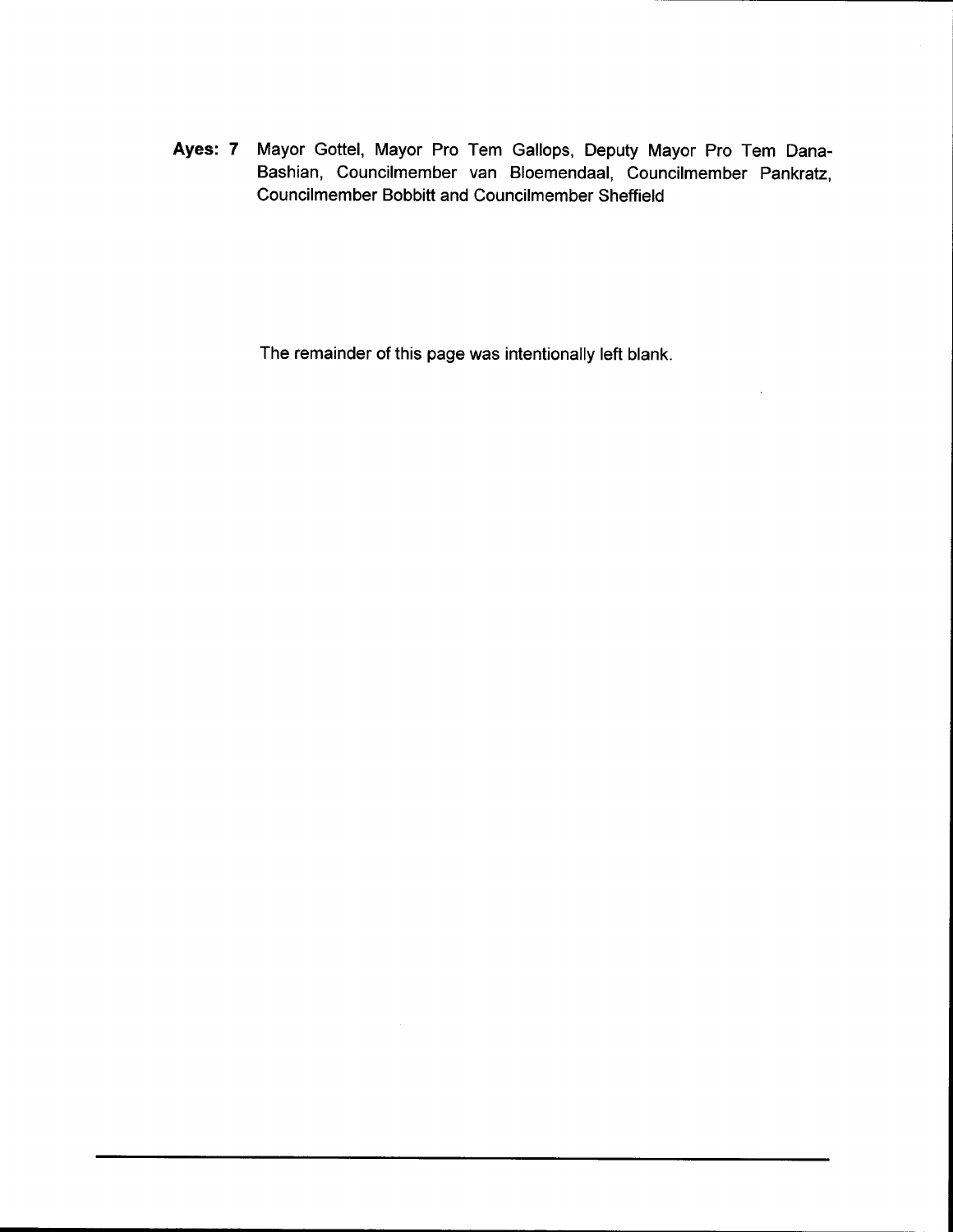**Ayes: 7** Mayor Gottel, Mayor Pro Tem Gallops, Deputy Mayor Pro Tem Dana-Bashian, Councilmember van Bloemendaal, Councilmember Pankratz, Councilmember Bobbitt and Councilmember Sheffield

The remainder of this page was intentionally left blank.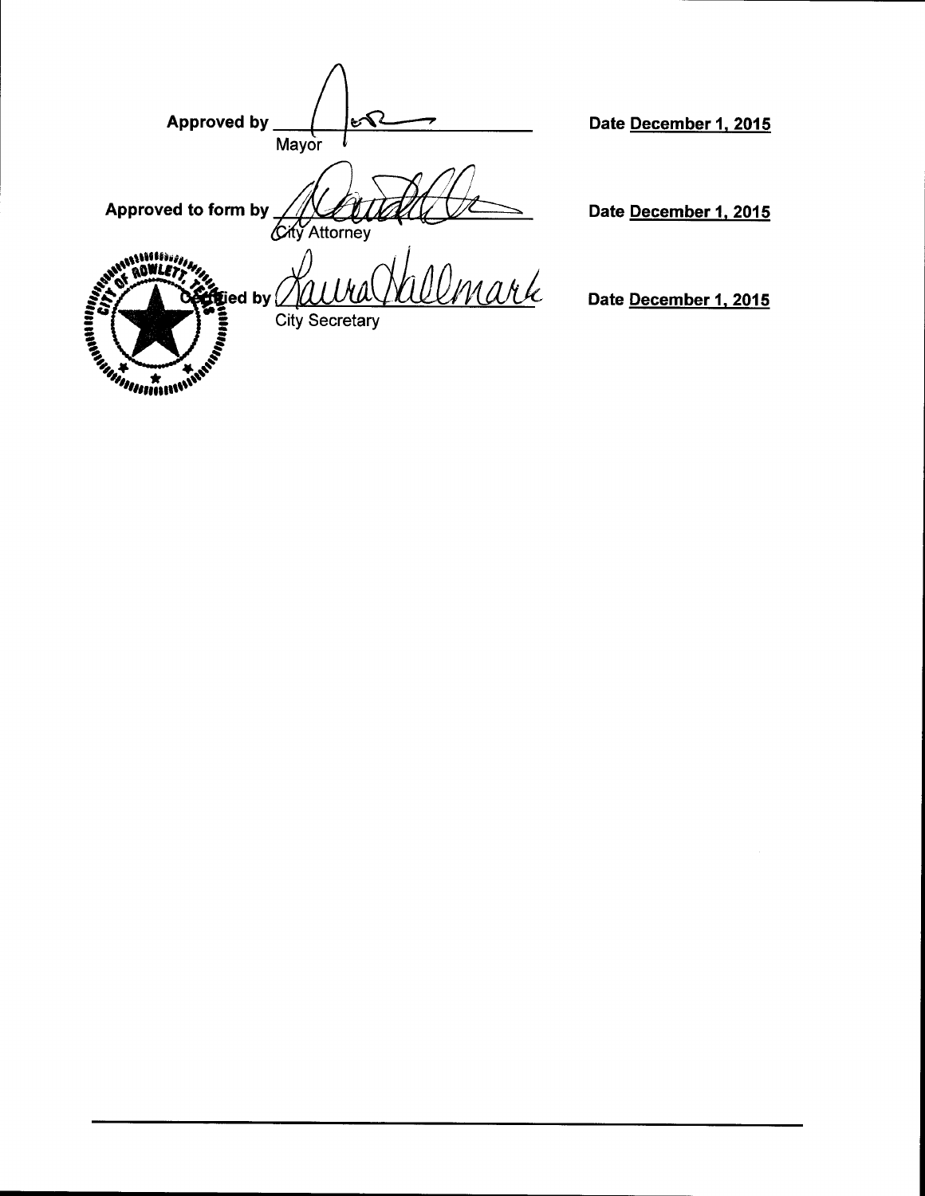Approved by _______________ Date December 1, 2015
Mayor

Approved to form by _______________ Date December 1, 2015
City Attorney

Certified by _______________ Date December 1, 2015
City Secretary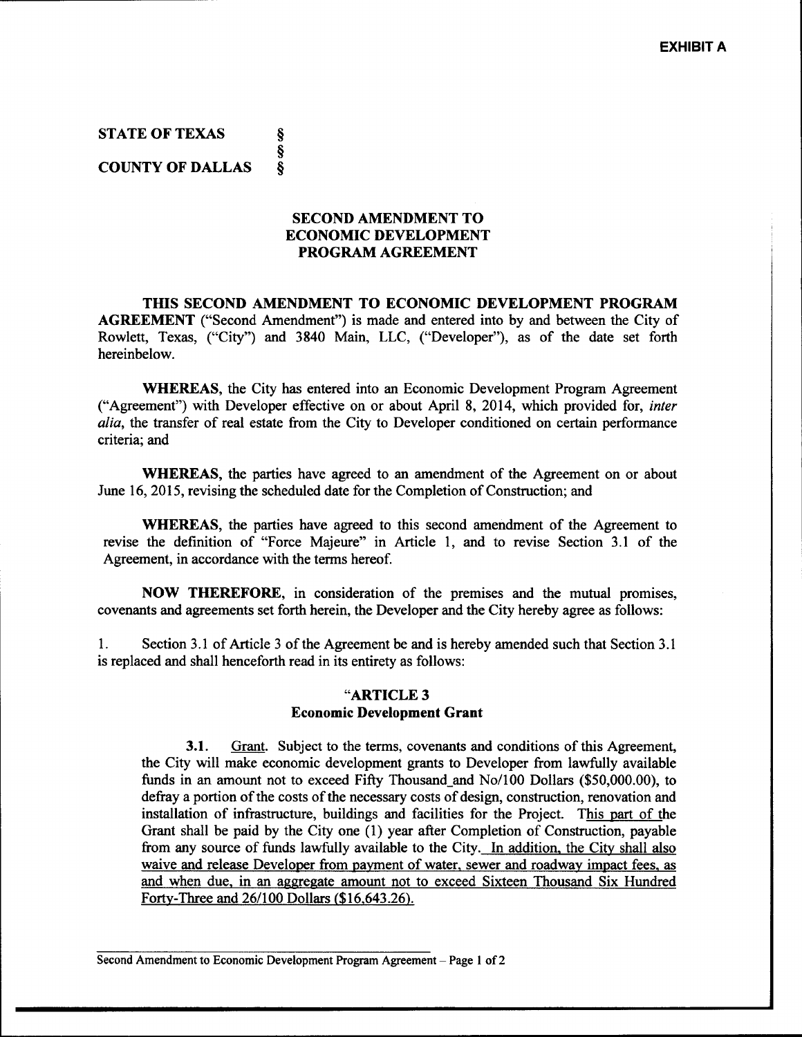**EXHIBIT A**

**STATE OF TEXAS** §
§
**COUNTY OF DALLAS** §

## SECOND AMENDMENT TO ECONOMIC DEVELOPMENT PROGRAM AGREEMENT

**THIS SECOND AMENDMENT TO ECONOMIC DEVELOPMENT PROGRAM AGREEMENT** ("Second Amendment") is made and entered into by and between the City of Rowlett, Texas, ("City") and 3840 Main, LLC, ("Developer"), as of the date set forth hereinbelow.

**WHEREAS**, the City has entered into an Economic Development Program Agreement ("Agreement") with Developer effective on or about April 8, 2014, which provided for, *inter alia*, the transfer of real estate from the City to Developer conditioned on certain performance criteria; and

**WHEREAS**, the parties have agreed to an amendment of the Agreement on or about June 16, 2015, revising the scheduled date for the Completion of Construction; and

**WHEREAS**, the parties have agreed to this second amendment of the Agreement to revise the definition of "Force Majeure" in Article 1, and to revise Section 3.1 of the Agreement, in accordance with the terms hereof.

**NOW THEREFORE**, in consideration of the premises and the mutual promises, covenants and agreements set forth herein, the Developer and the City hereby agree as follows:

1. Section 3.1 of Article 3 of the Agreement be and is hereby amended such that Section 3.1 is replaced and shall henceforth read in its entirety as follows:

**"ARTICLE 3**
**Economic Development Grant**

**3.1.** Grant. Subject to the terms, covenants and conditions of this Agreement, the City will make economic development grants to Developer from lawfully available funds in an amount not to exceed Fifty Thousand and No/100 Dollars ($50,000.00), to defray a portion of the costs of the necessary costs of design, construction, renovation and installation of infrastructure, buildings and facilities for the Project. This part of the Grant shall be paid by the City one (1) year after Completion of Construction, payable from any source of funds lawfully available to the City. In addition, the City shall also waive and release Developer from payment of water, sewer and roadway impact fees, as and when due, in an aggregate amount not to exceed Sixteen Thousand Six Hundred Forty-Three and 26/100 Dollars ($16,643.26).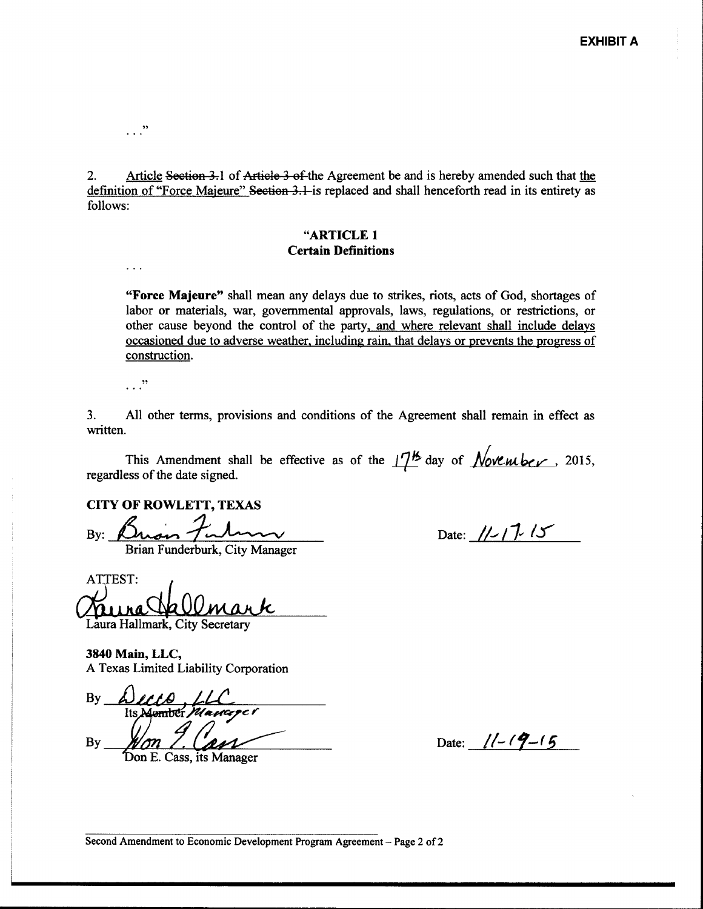**EXHIBIT A**

. . ."

2. Article ~~Section 3.~~1 of ~~Article 3 of~~ the Agreement be and is hereby amended such that the definition of "Force Majeure" ~~Section 3.1~~ is replaced and shall henceforth read in its entirety as follows:

**"ARTICLE 1**
**Certain Definitions**

. . .

**"Force Majeure"** shall mean any delays due to strikes, riots, acts of God, shortages of labor or materials, war, governmental approvals, laws, regulations, or restrictions, or other cause beyond the control of the party, and where relevant shall include delays occasioned due to adverse weather, including rain, that delays or prevents the progress of construction.

. . ."

3. All other terms, provisions and conditions of the Agreement shall remain in effect as written.

This Amendment shall be effective as of the 17th day of November, 2015, regardless of the date signed.

**CITY OF ROWLETT, TEXAS**

By: *Brian Funderburk*
Brian Funderburk, City Manager

Date: 11-17-15

ATTEST:

*Laura Hallmark*
Laura Hallmark, City Secretary

**3840 Main, LLC,**
A Texas Limited Liability Corporation

By *Decco, LLC*
Its ~~Member~~ Manager

By *Don E. Cass*
Don E. Cass, its Manager

Date: 11-19-15

Second Amendment to Economic Development Program Agreement